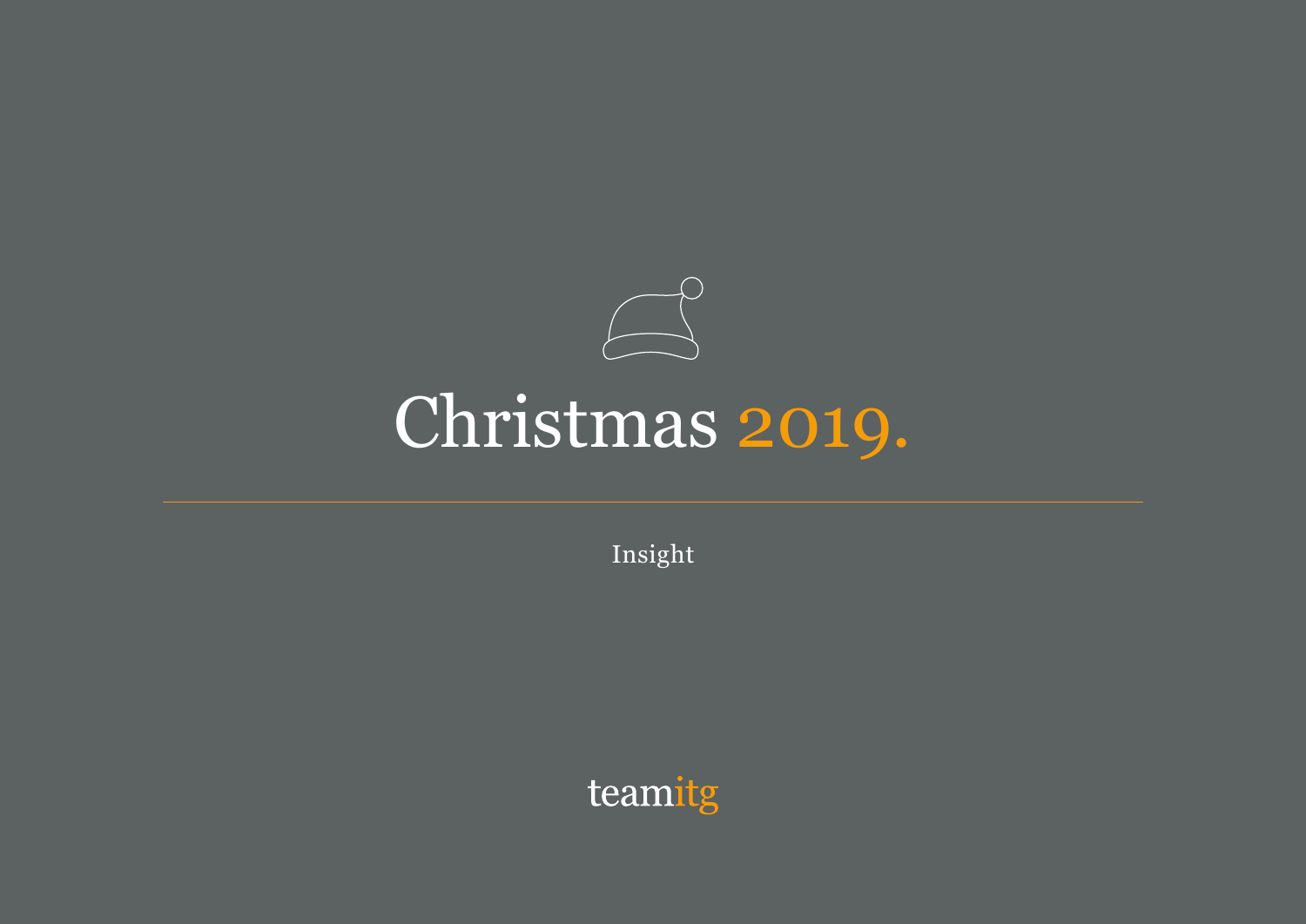# Christmas 2019.

Insight

teamitg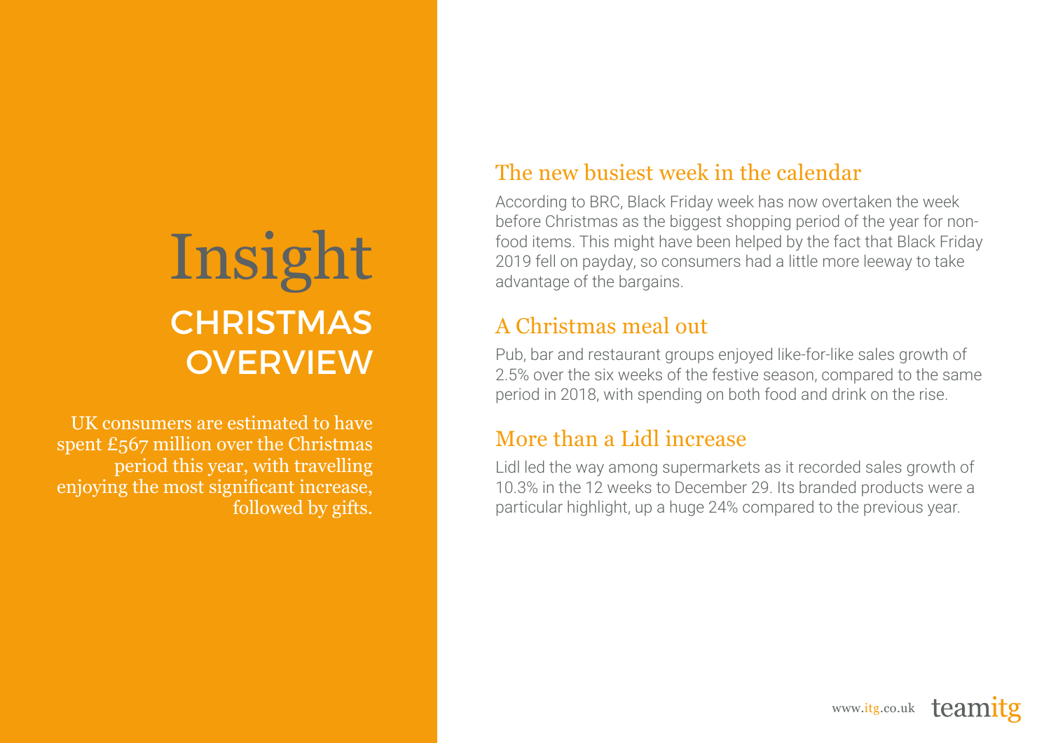# Insight

## CHRISTMAS OVERVIEW

UK consumers are estimated to have spent £567 million over the Christmas period this year, with travelling enjoying the most significant increase, followed by gifts.

### The new busiest week in the calendar

According to BRC, Black Friday week has now overtaken the week before Christmas as the biggest shopping period of the year for non-food items. This might have been helped by the fact that Black Friday 2019 fell on payday, so consumers had a little more leeway to take advantage of the bargains.

### A Christmas meal out

Pub, bar and restaurant groups enjoyed like-for-like sales growth of 2.5% over the six weeks of the festive season, compared to the same period in 2018, with spending on both food and drink on the rise.

### More than a Lidl increase

Lidl led the way among supermarkets as it recorded sales growth of 10.3% in the 12 weeks to December 29. Its branded products were a particular highlight, up a huge 24% compared to the previous year.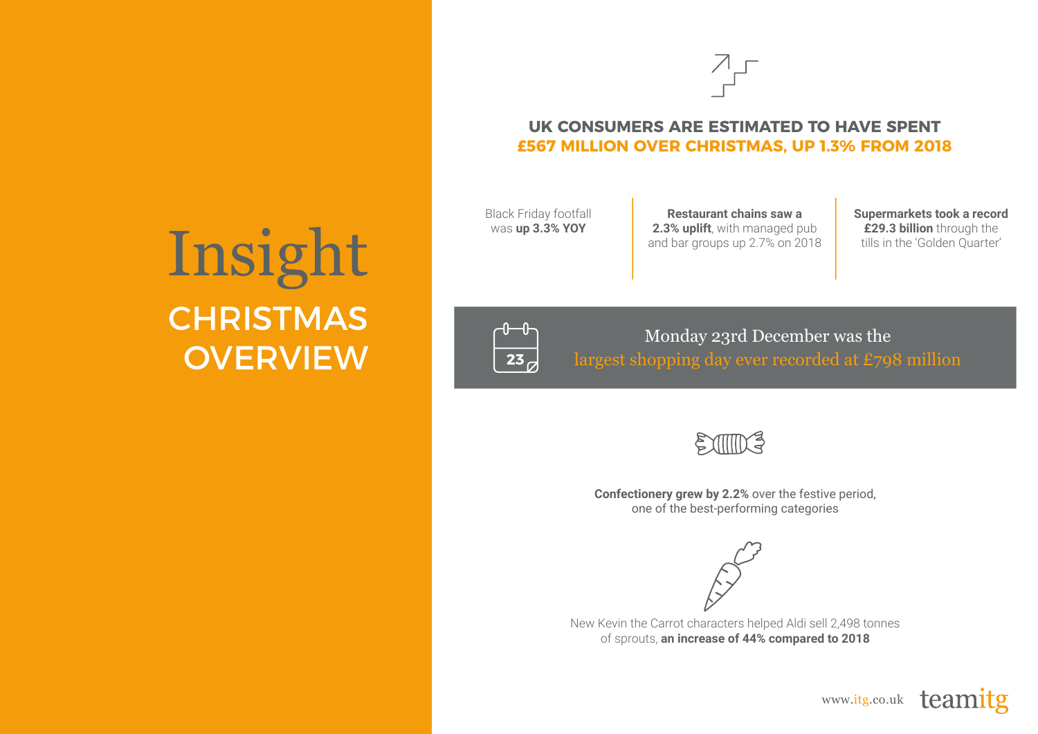# Insight

## CHRISTMAS OVERVIEW

### UK CONSUMERS ARE ESTIMATED TO HAVE SPENT £567 MILLION OVER CHRISTMAS, UP 1.3% FROM 2018

Black Friday footfall was **up 3.3% YOY**

**Restaurant chains saw a 2.3% uplift**, with managed pub and bar groups up 2.7% on 2018

**Supermarkets took a record £29.3 billion** through the tills in the 'Golden Quarter'

Monday 23rd December was the largest shopping day ever recorded at £798 million

**Confectionery grew by 2.2%** over the festive period, one of the best-performing categories

New Kevin the Carrot characters helped Aldi sell 2,498 tonnes of sprouts, **an increase of 44% compared to 2018**

www.itg.co.uk teamitg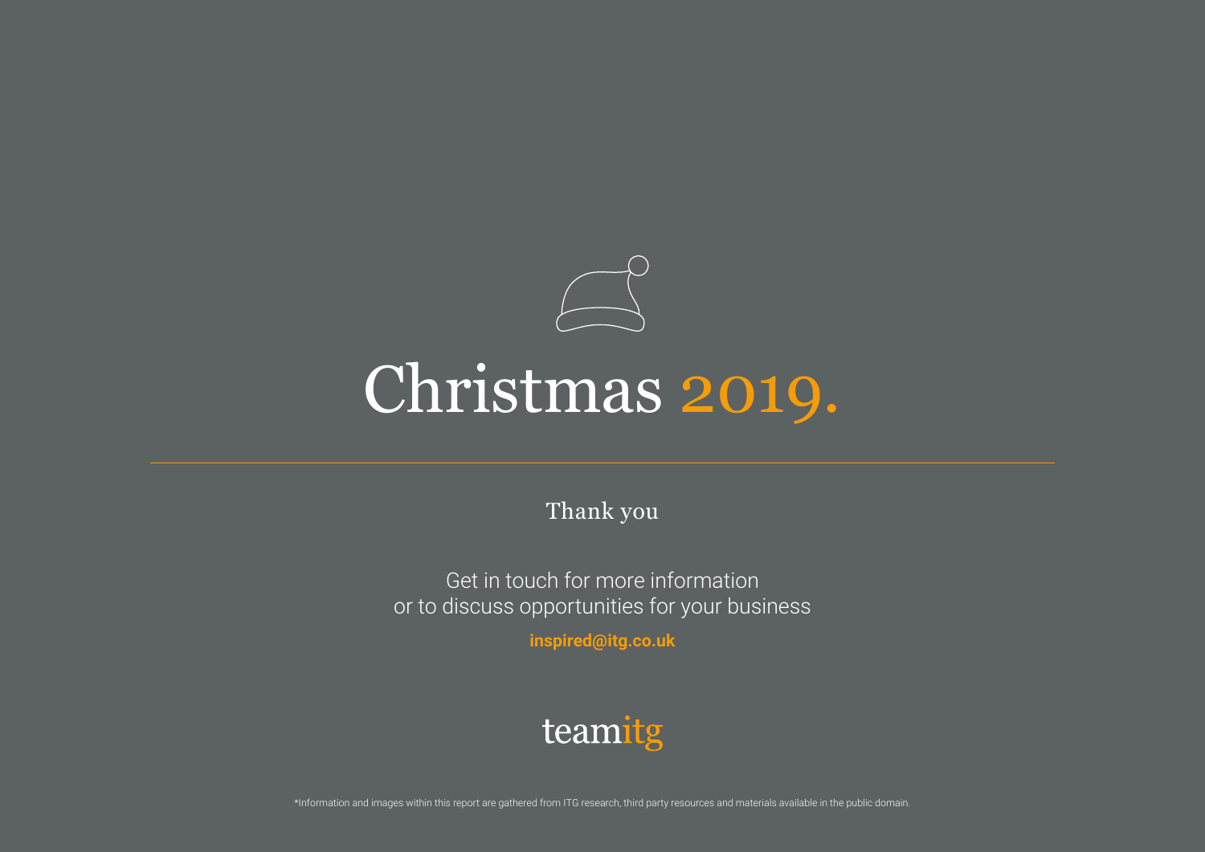# Christmas 2019.

Thank you

Get in touch for more information
or to discuss opportunities for your business

**inspired@itg.co.uk**

teamitg

*Information and images within this report are gathered from ITG research, third party resources and materials available in the public domain.